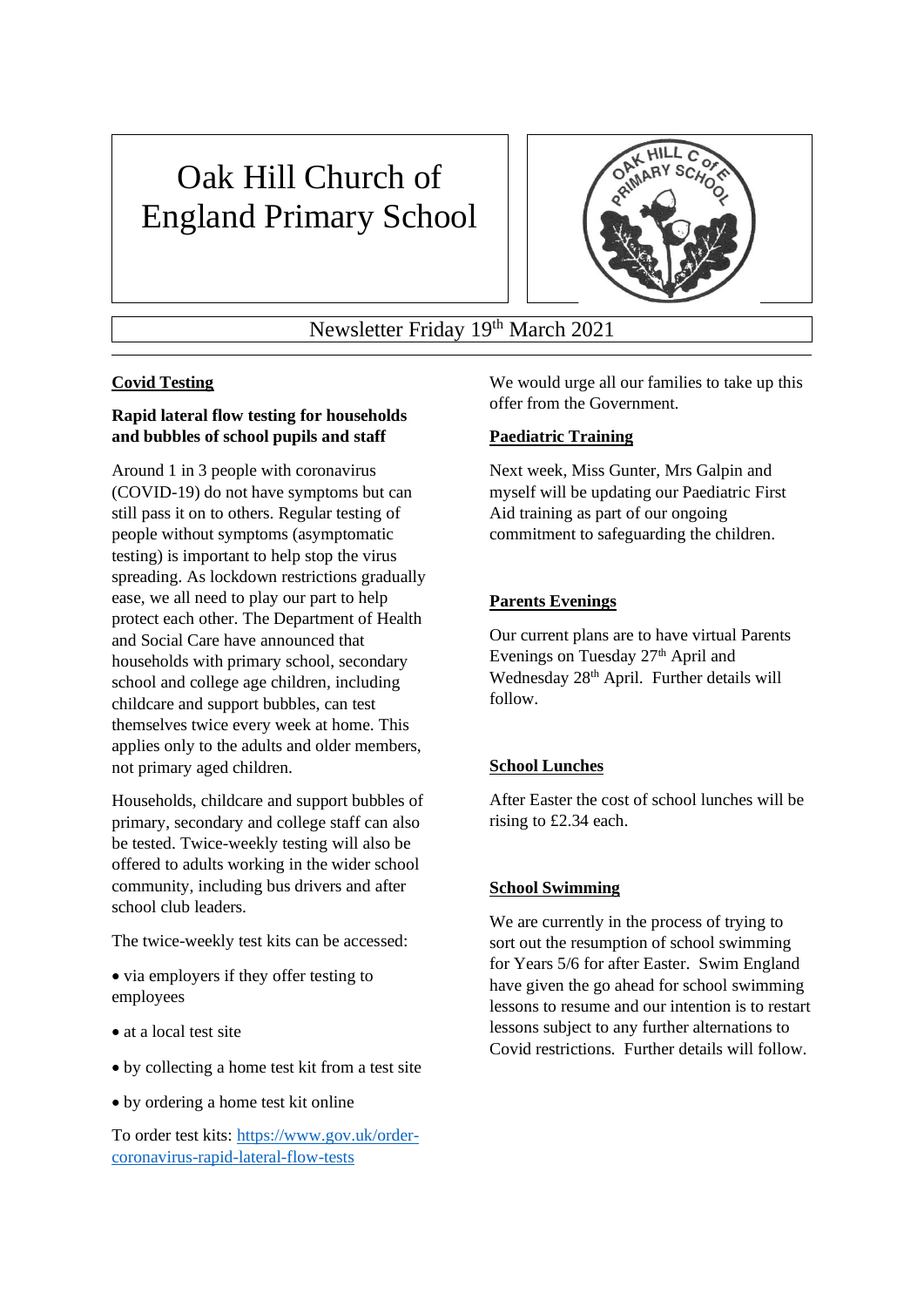# Oak Hill Church of England Primary School

Newsletter Friday 19th March 2021

## Covid Testing

**Rapid lateral flow testing for households and bubbles of school pupils and staff**

Around 1 in 3 people with coronavirus (COVID-19) do not have symptoms but can still pass it on to others. Regular testing of people without symptoms (asymptomatic testing) is important to help stop the virus spreading. As lockdown restrictions gradually ease, we all need to play our part to help protect each other. The Department of Health and Social Care have announced that households with primary school, secondary school and college age children, including childcare and support bubbles, can test themselves twice every week at home. This applies only to the adults and older members, not primary aged children.

Households, childcare and support bubbles of primary, secondary and college staff can also be tested. Twice-weekly testing will also be offered to adults working in the wider school community, including bus drivers and after school club leaders.

The twice-weekly test kits can be accessed:

- via employers if they offer testing to employees
- at a local test site
- by collecting a home test kit from a test site
- by ordering a home test kit online

To order test kits: [https://www.gov.uk/order-coronavirus-rapid-lateral-flow-tests](https://www.gov.uk/order-coronavirus-rapid-lateral-flow-tests)

We would urge all our families to take up this offer from the Government.

## Paediatric Training

Next week, Miss Gunter, Mrs Galpin and myself will be updating our Paediatric First Aid training as part of our ongoing commitment to safeguarding the children.

## Parents Evenings

Our current plans are to have virtual Parents Evenings on Tuesday 27th April and Wednesday 28th April. Further details will follow.

## School Lunches

After Easter the cost of school lunches will be rising to £2.34 each.

## School Swimming

We are currently in the process of trying to sort out the resumption of school swimming for Years 5/6 for after Easter. Swim England have given the go ahead for school swimming lessons to resume and our intention is to restart lessons subject to any further alternations to Covid restrictions. Further details will follow.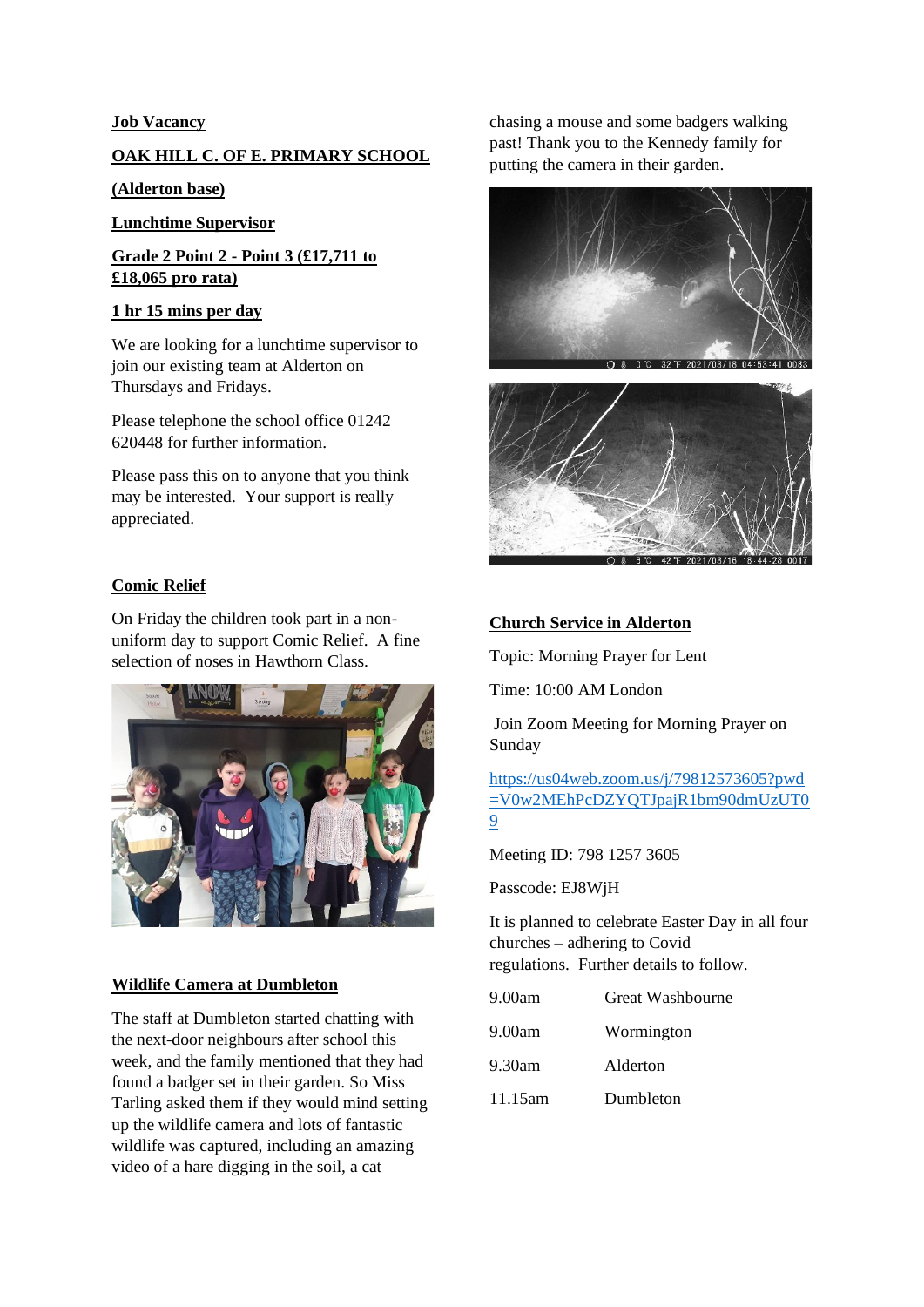**Job Vacancy**

**OAK HILL C. OF E. PRIMARY SCHOOL**

**(Alderton base)**

**Lunchtime Supervisor**

**Grade 2 Point 2 - Point 3 (£17,711 to £18,065 pro rata)**

**1 hr 15 mins per day**

We are looking for a lunchtime supervisor to join our existing team at Alderton on Thursdays and Fridays.

Please telephone the school office 01242 620448 for further information.

Please pass this on to anyone that you think may be interested. Your support is really appreciated.

**Comic Relief**

On Friday the children took part in a non-uniform day to support Comic Relief. A fine selection of noses in Hawthorn Class.

**Wildlife Camera at Dumbleton**

The staff at Dumbleton started chatting with the next-door neighbours after school this week, and the family mentioned that they had found a badger set in their garden. So Miss Tarling asked them if they would mind setting up the wildlife camera and lots of fantastic wildlife was captured, including an amazing video of a hare digging in the soil, a cat chasing a mouse and some badgers walking past! Thank you to the Kennedy family for putting the camera in their garden.

**Church Service in Alderton**

Topic: Morning Prayer for Lent

Time: 10:00 AM London

Join Zoom Meeting for Morning Prayer on Sunday

https://us04web.zoom.us/j/79812573605?pwd=V0w2MEhPcDZYQTJpajR1bm90dmUzUT09

Meeting ID: 798 1257 3605

Passcode: EJ8WjH

It is planned to celebrate Easter Day in all four churches – adhering to Covid regulations. Further details to follow.

| | |
|---|---|
| 9.00am | Great Washbourne |
| 9.00am | Wormington |
| 9.30am | Alderton |
| 11.15am | Dumbleton |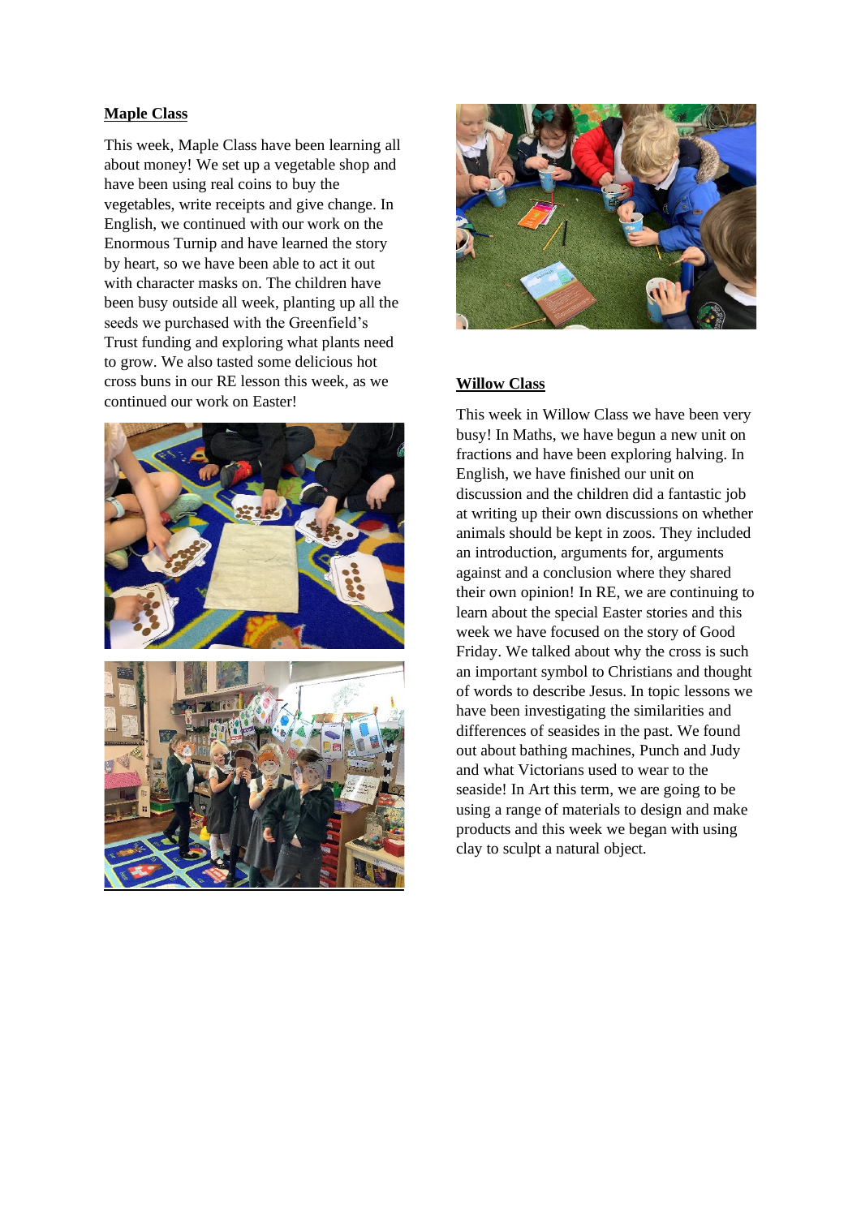**Maple Class**

This week, Maple Class have been learning all about money! We set up a vegetable shop and have been using real coins to buy the vegetables, write receipts and give change. In English, we continued with our work on the Enormous Turnip and have learned the story by heart, so we have been able to act it out with character masks on. The children have been busy outside all week, planting up all the seeds we purchased with the Greenfield's Trust funding and exploring what plants need to grow. We also tasted some delicious hot cross buns in our RE lesson this week, as we continued our work on Easter!

**Willow Class**

This week in Willow Class we have been very busy! In Maths, we have begun a new unit on fractions and have been exploring halving. In English, we have finished our unit on discussion and the children did a fantastic job at writing up their own discussions on whether animals should be kept in zoos. They included an introduction, arguments for, arguments against and a conclusion where they shared their own opinion! In RE, we are continuing to learn about the special Easter stories and this week we have focused on the story of Good Friday. We talked about why the cross is such an important symbol to Christians and thought of words to describe Jesus. In topic lessons we have been investigating the similarities and differences of seasides in the past. We found out about bathing machines, Punch and Judy and what Victorians used to wear to the seaside! In Art this term, we are going to be using a range of materials to design and make products and this week we began with using clay to sculpt a natural object.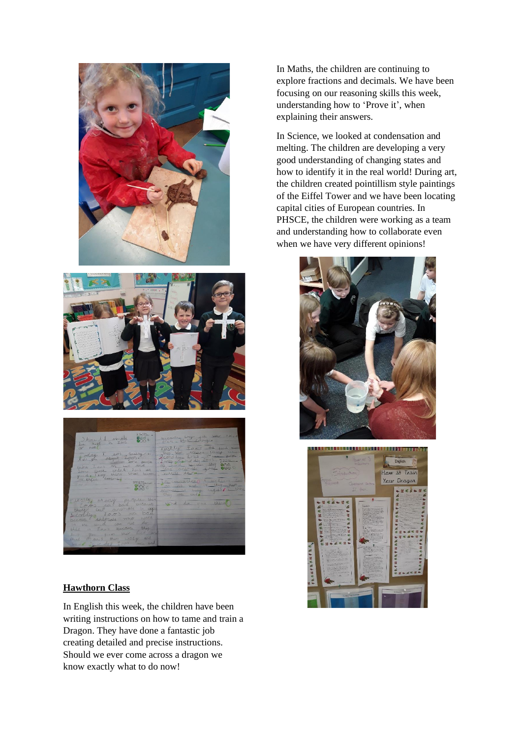In Maths, the children are continuing to explore fractions and decimals. We have been focusing on our reasoning skills this week, understanding how to 'Prove it', when explaining their answers.

In Science, we looked at condensation and melting. The children are developing a very good understanding of changing states and how to identify it in the real world! During art, the children created pointillism style paintings of the Eiffel Tower and we have been locating capital cities of European countries. In PHSCE, the children were working as a team and understanding how to collaborate even when we have very different opinions!

**Hawthorn Class**

In English this week, the children have been writing instructions on how to tame and train a Dragon. They have done a fantastic job creating detailed and precise instructions. Should we ever come across a dragon we know exactly what to do now!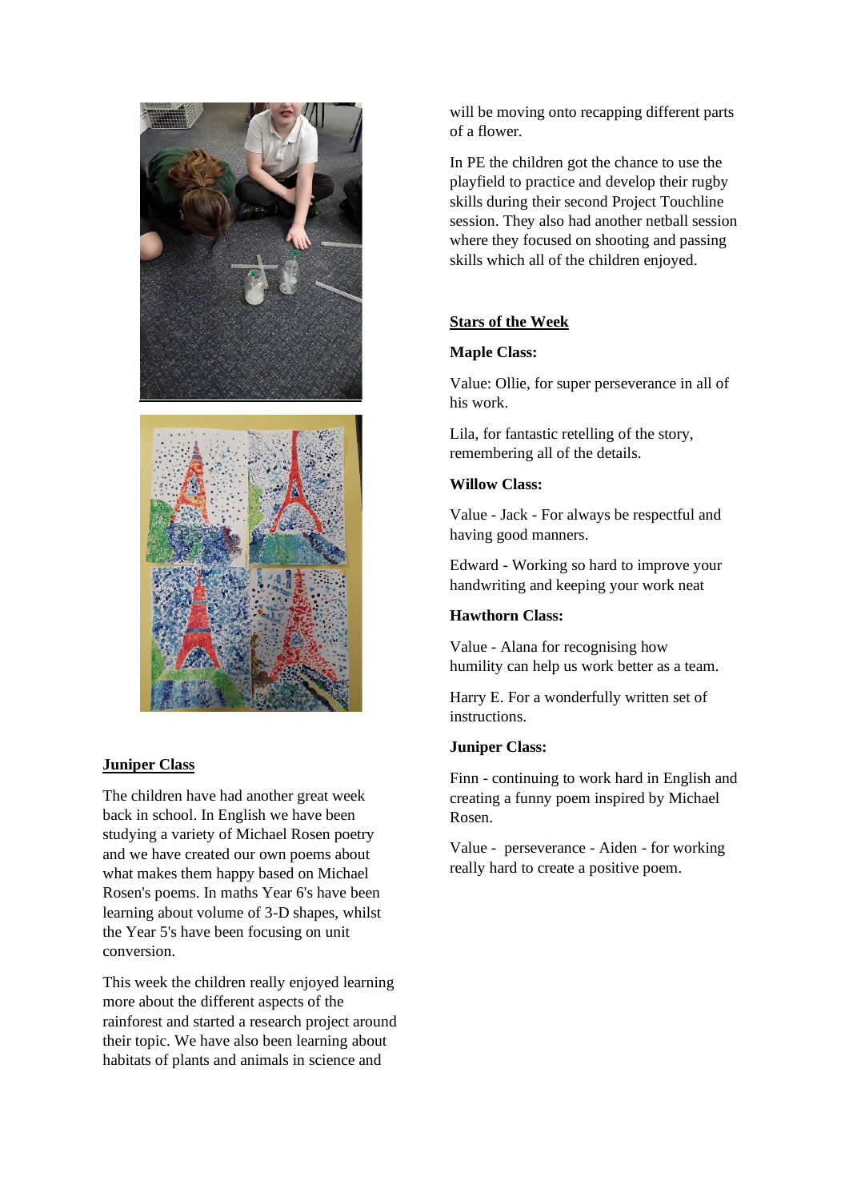## Juniper Class

The children have had another great week back in school. In English we have been studying a variety of Michael Rosen poetry and we have created our own poems about what makes them happy based on Michael Rosen's poems. In maths Year 6's have been learning about volume of 3-D shapes, whilst the Year 5's have been focusing on unit conversion.

This week the children really enjoyed learning more about the different aspects of the rainforest and started a research project around their topic. We have also been learning about habitats of plants and animals in science and will be moving onto recapping different parts of a flower.

In PE the children got the chance to use the playfield to practice and develop their rugby skills during their second Project Touchline session. They also had another netball session where they focused on shooting and passing skills which all of the children enjoyed.

## Stars of the Week

**Maple Class:**

Value: Ollie, for super perseverance in all of his work.

Lila, for fantastic retelling of the story, remembering all of the details.

**Willow Class:**

Value - Jack - For always be respectful and having good manners.

Edward - Working so hard to improve your handwriting and keeping your work neat

**Hawthorn Class:**

Value - Alana for recognising how humility can help us work better as a team.

Harry E. For a wonderfully written set of instructions.

**Juniper Class:**

Finn - continuing to work hard in English and creating a funny poem inspired by Michael Rosen.

Value - perseverance - Aiden - for working really hard to create a positive poem.